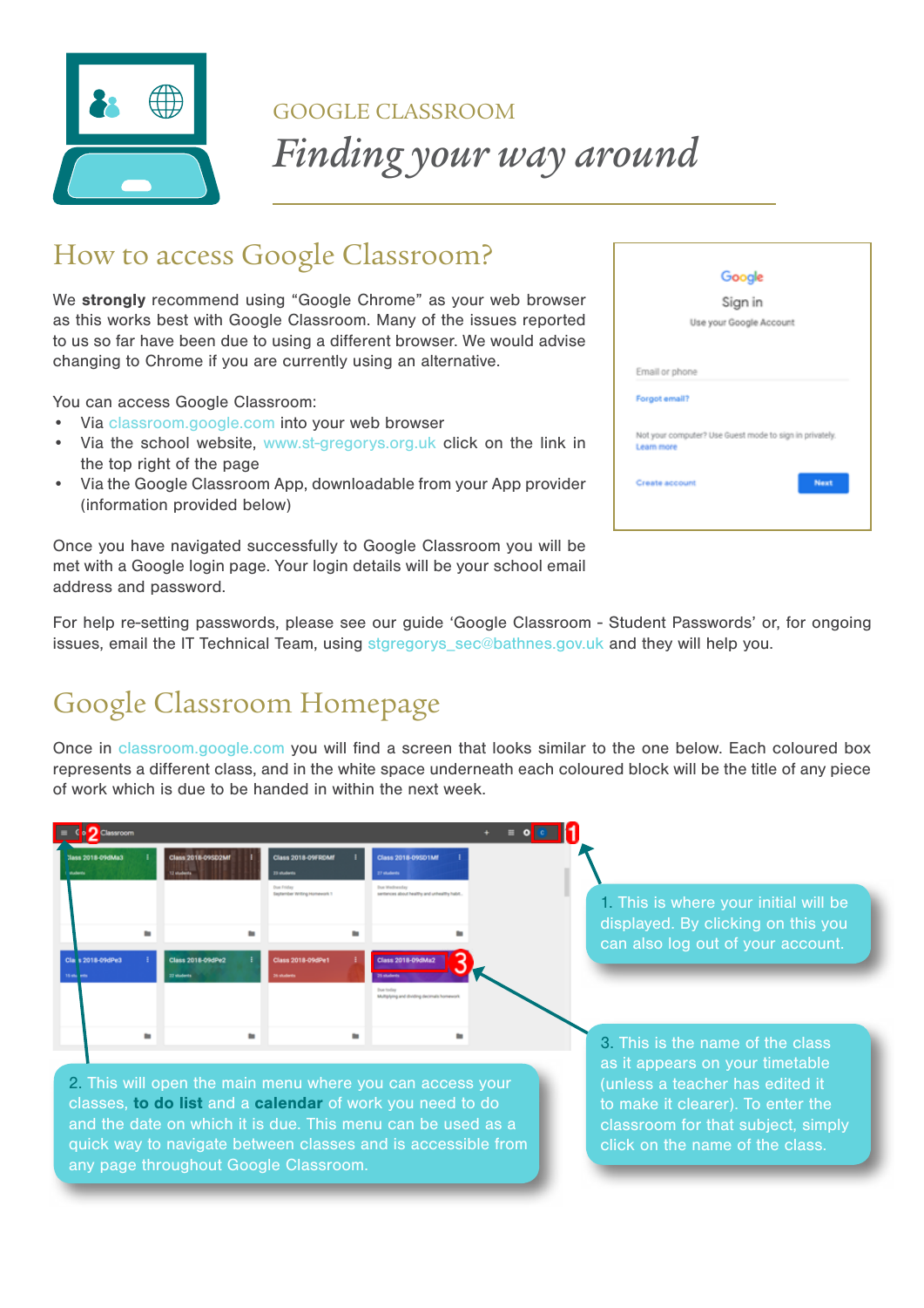GOOGLE CLASSROOM

# *Finding your way around*

## How to access Google Classroom?

We **strongly** recommend using "Google Chrome" as your web browser as this works best with Google Classroom. Many of the issues reported to us so far have been due to using a different browser. We would advise changing to Chrome if you are currently using an alternative.

You can access Google Classroom:

- Via classroom.google.com into your web browser
- Via the school website, www.st-gregorys.org.uk click on the link in the top right of the page
- Via the Google Classroom App, downloadable from your App provider (information provided below)

Once you have navigated successfully to Google Classroom you will be met with a Google login page. Your login details will be your school email address and password.

For help re-setting passwords, please see our guide 'Google Classroom - Student Passwords' or, for ongoing issues, email the IT Technical Team, using stgregorys_sec@bathnes.gov.uk and they will help you.

## Google Classroom Homepage

Once in classroom.google.com you will find a screen that looks similar to the one below. Each coloured box represents a different class, and in the white space underneath each coloured block will be the title of any piece of work which is due to be handed in within the next week.

1. This is where your initial will be displayed. By clicking on this you can also log out of your account.

2. This will open the main menu where you can access your classes, **to do list** and a **calendar** of work you need to do and the date on which it is due. This menu can be used as a quick way to navigate between classes and is accessible from any page throughout Google Classroom.

3. This is the name of the class as it appears on your timetable (unless a teacher has edited it to make it clearer). To enter the classroom for that subject, simply click on the name of the class.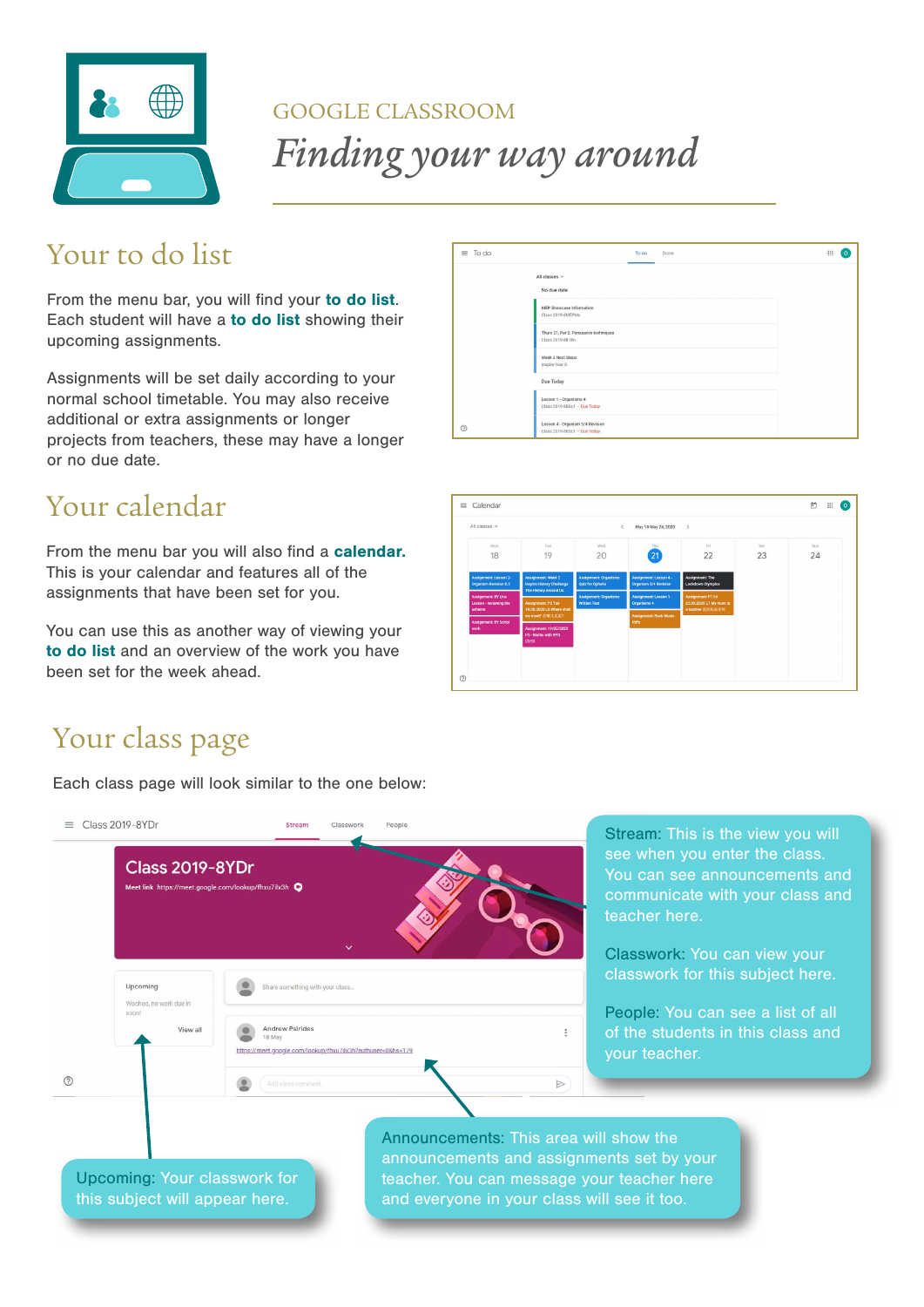GOOGLE CLASSROOM

# *Finding your way around*

## Your to do list

From the menu bar, you will find your **to do list**. Each student will have a **to do list** showing their upcoming assignments.

Assignments will be set daily according to your normal school timetable. You may also receive additional or extra assignments or longer projects from teachers, these may have a longer or no due date.

## Your calendar

From the menu bar you will also find a **calendar.** This is your calendar and features all of the assignments that have been set for you.

You can use this as another way of viewing your **to do list** and an overview of the work you have been set for the week ahead.

## Your class page

Each class page will look similar to the one below:

Stream: This is the view you will see when you enter the class. You can see announcements and communicate with your class and teacher here.

Classwork: You can view your classwork for this subject here.

People: You can see a list of all of the students in this class and your teacher.

Upcoming: Your classwork for this subject will appear here.

Announcements: This area will show the announcements and assignments set by your teacher. You can message your teacher here and everyone in your class will see it too.